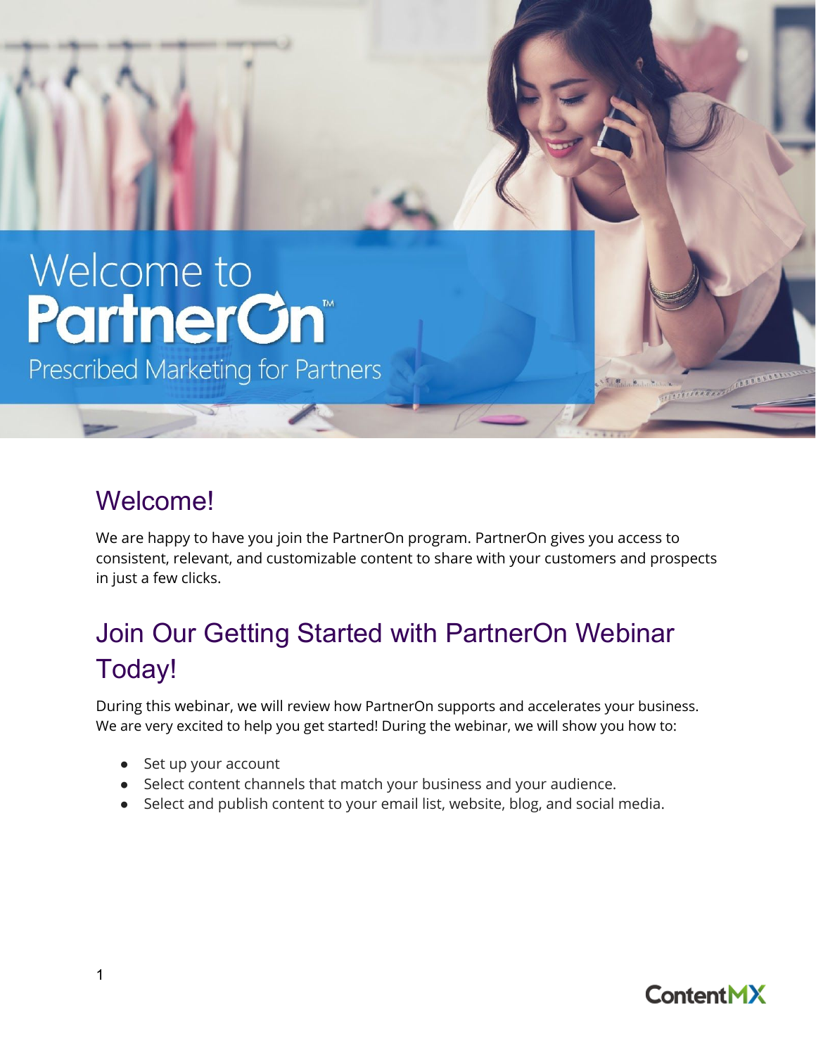# Welcome to PartnerOn™

Prescribed Marketing for Partners

## Welcome!

We are happy to have you join the PartnerOn program. PartnerOn gives you access to consistent, relevant, and customizable content to share with your customers and prospects in just a few clicks.

## Join Our Getting Started with PartnerOn Webinar Today!

During this webinar, we will review how PartnerOn supports and accelerates your business. We are very excited to help you get started! During the webinar, we will show you how to:

- Set up your account
- Select content channels that match your business and your audience.
- Select and publish content to your email list, website, blog, and social media.

ContentMX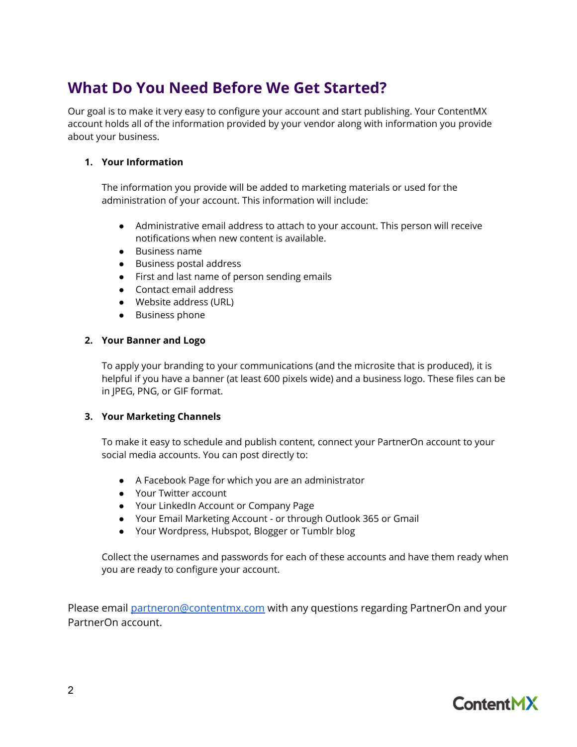# What Do You Need Before We Get Started?

Our goal is to make it very easy to configure your account and start publishing. Your ContentMX account holds all of the information provided by your vendor along with information you provide about your business.

1. **Your Information**

   The information you provide will be added to marketing materials or used for the administration of your account. This information will include:

   - Administrative email address to attach to your account. This person will receive notifications when new content is available.
   - Business name
   - Business postal address
   - First and last name of person sending emails
   - Contact email address
   - Website address (URL)
   - Business phone

2. **Your Banner and Logo**

   To apply your branding to your communications (and the microsite that is produced), it is helpful if you have a banner (at least 600 pixels wide) and a business logo. These files can be in JPEG, PNG, or GIF format.

3. **Your Marketing Channels**

   To make it easy to schedule and publish content, connect your PartnerOn account to your social media accounts. You can post directly to:

   - A Facebook Page for which you are an administrator
   - Your Twitter account
   - Your LinkedIn Account or Company Page
   - Your Email Marketing Account - or through Outlook 365 or Gmail
   - Your Wordpress, Hubspot, Blogger or Tumblr blog

   Collect the usernames and passwords for each of these accounts and have them ready when you are ready to configure your account.

Please email [partneron@contentmx.com](mailto:partneron@contentmx.com) with any questions regarding PartnerOn and your PartnerOn account.